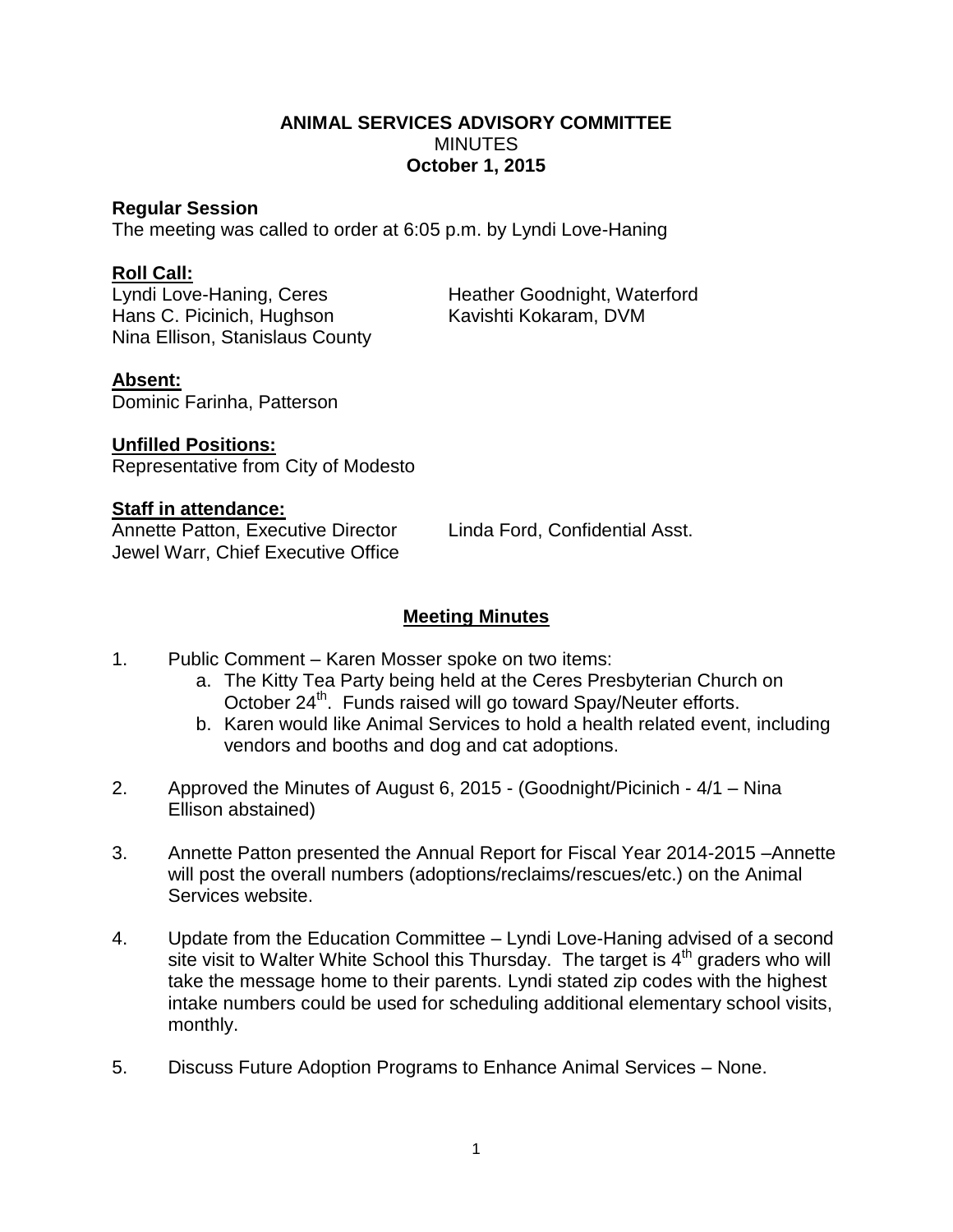**ANIMAL SERVICES ADVISORY COMMITTEE**
MINUTES
**October 1, 2015**

**Regular Session**
The meeting was called to order at 6:05 p.m. by Lyndi Love-Haning

**Roll Call:**
Lyndi Love-Haning, Ceres
Heather Goodnight, Waterford
Hans C. Picinich, Hughson
Kavishti Kokaram, DVM
Nina Ellison, Stanislaus County

**Absent:**
Dominic Farinha, Patterson

**Unfilled Positions:**
Representative from City of Modesto

**Staff in attendance:**
Annette Patton, Executive Director
Linda Ford, Confidential Asst.
Jewel Warr, Chief Executive Office

**Meeting Minutes**

1. Public Comment – Karen Mosser spoke on two items:
   a. The Kitty Tea Party being held at the Ceres Presbyterian Church on October 24th. Funds raised will go toward Spay/Neuter efforts.
   b. Karen would like Animal Services to hold a health related event, including vendors and booths and dog and cat adoptions.

2. Approved the Minutes of August 6, 2015 - (Goodnight/Picinich - 4/1 – Nina Ellison abstained)

3. Annette Patton presented the Annual Report for Fiscal Year 2014-2015 –Annette will post the overall numbers (adoptions/reclaims/rescues/etc.) on the Animal Services website.

4. Update from the Education Committee – Lyndi Love-Haning advised of a second site visit to Walter White School this Thursday. The target is 4th graders who will take the message home to their parents. Lyndi stated zip codes with the highest intake numbers could be used for scheduling additional elementary school visits, monthly.

5. Discuss Future Adoption Programs to Enhance Animal Services – None.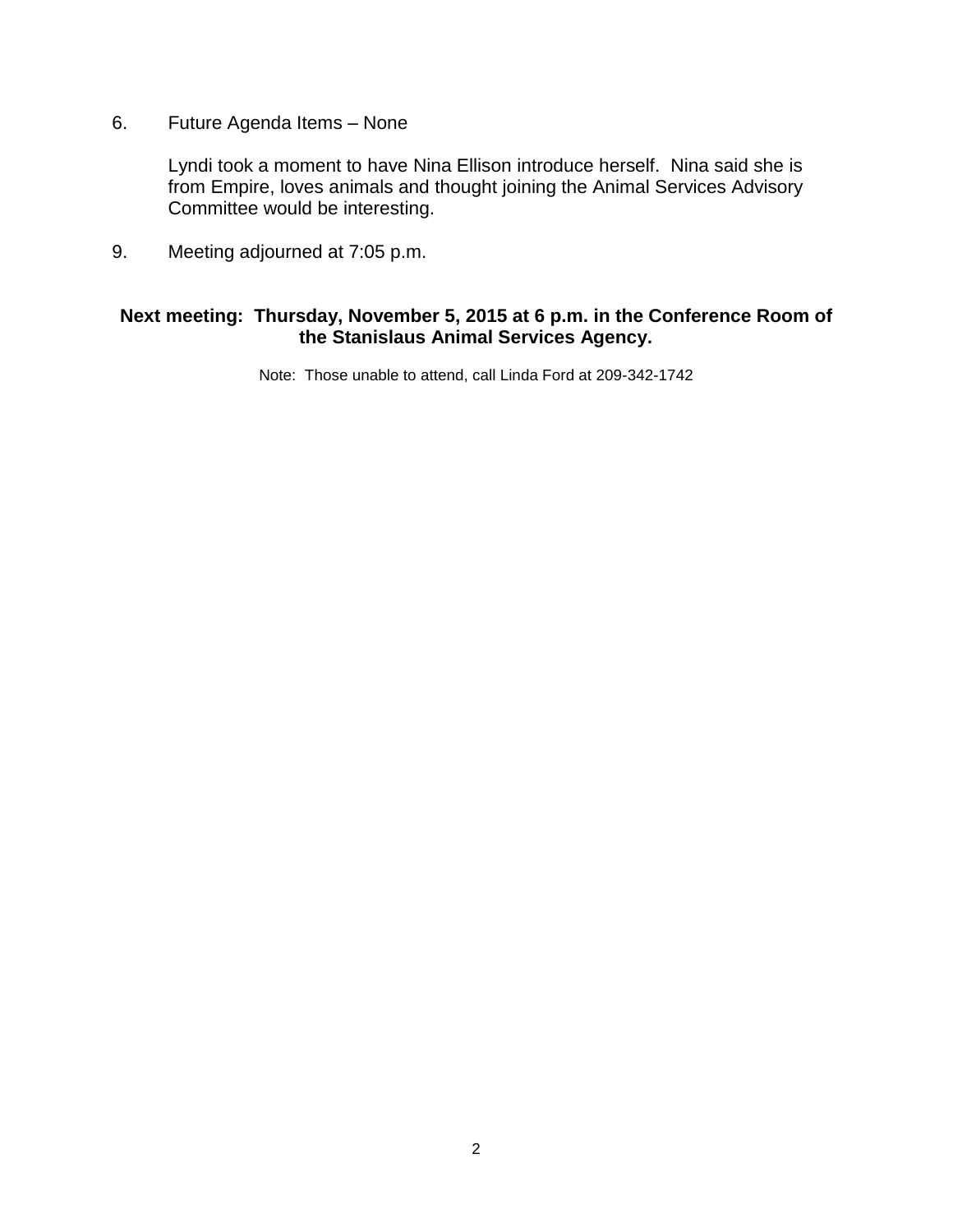6. Future Agenda Items – None

   Lyndi took a moment to have Nina Ellison introduce herself. Nina said she is from Empire, loves animals and thought joining the Animal Services Advisory Committee would be interesting.

9. Meeting adjourned at 7:05 p.m.

**Next meeting: Thursday, November 5, 2015 at 6 p.m. in the Conference Room of the Stanislaus Animal Services Agency.**

Note: Those unable to attend, call Linda Ford at 209-342-1742